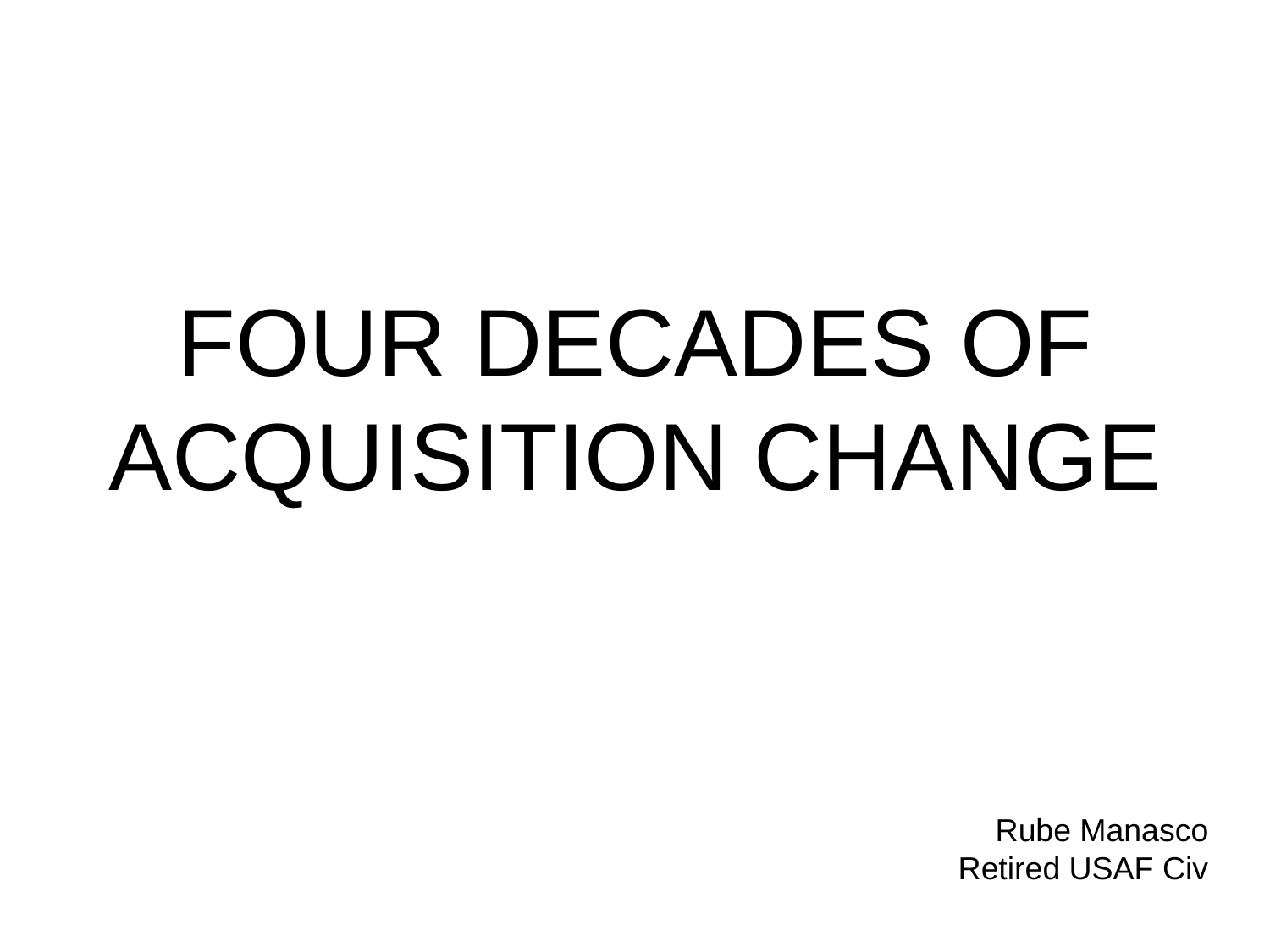# FOUR DECADES OF ACQUISITION CHANGE

Rube Manasco
Retired USAF Civ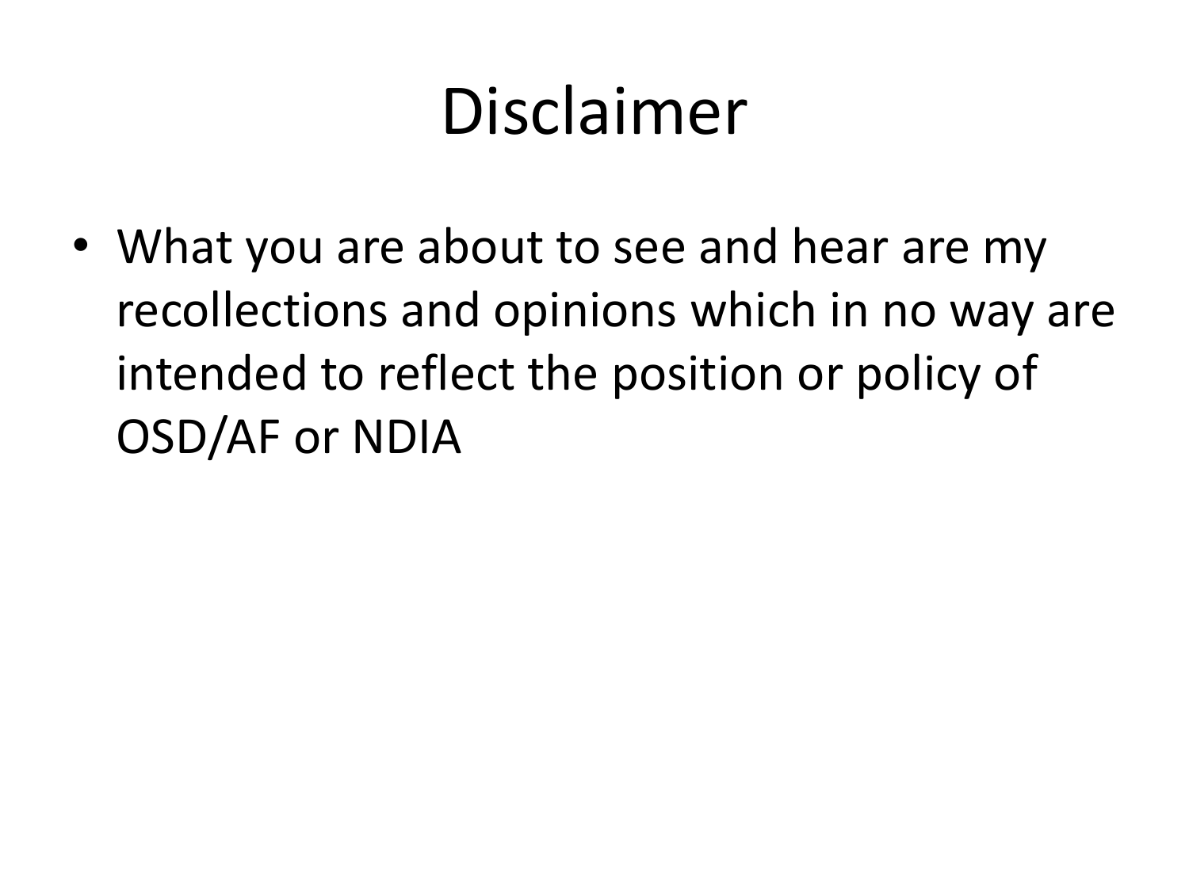# Disclaimer

- What you are about to see and hear are my recollections and opinions which in no way are intended to reflect the position or policy of OSD/AF or NDIA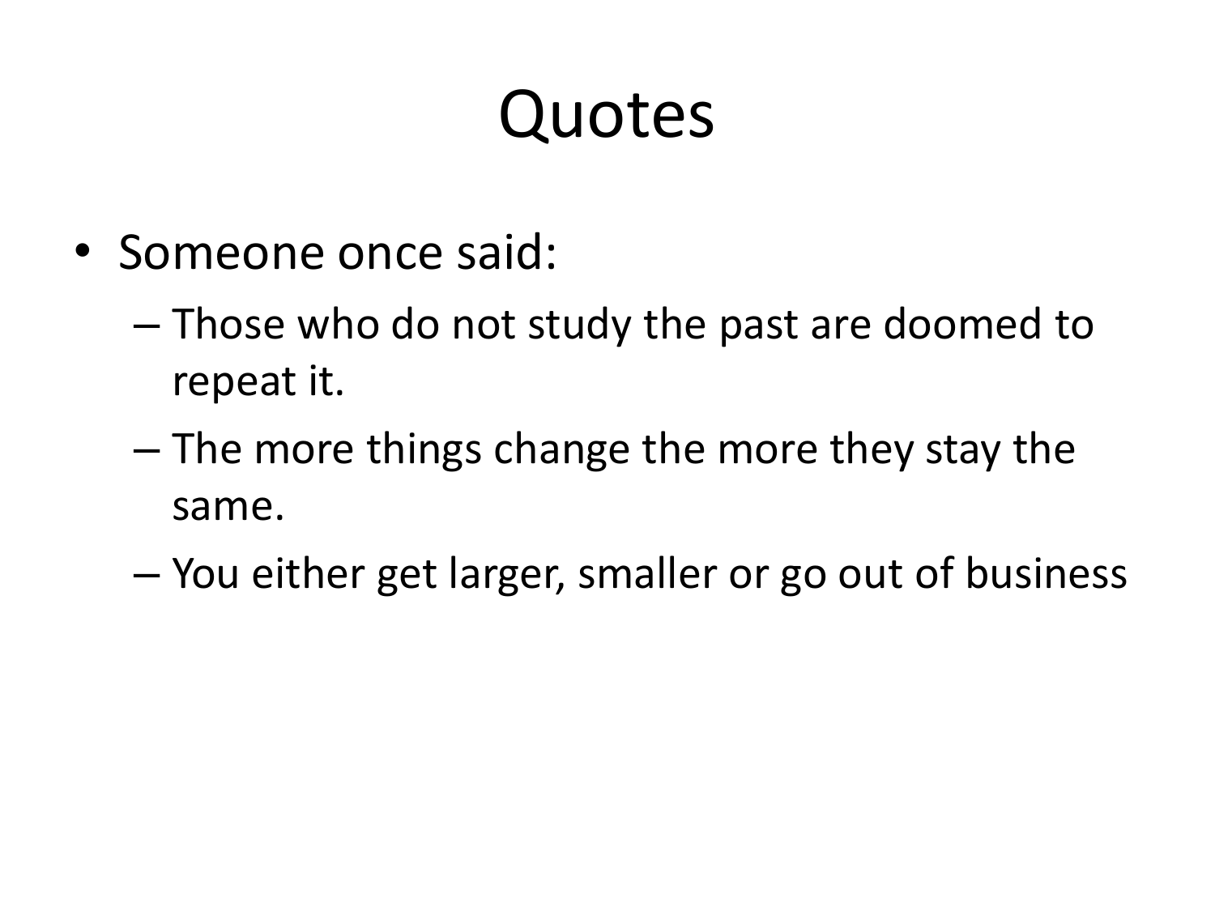# Quotes

- Someone once said:
  - Those who do not study the past are doomed to repeat it.
  - The more things change the more they stay the same.
  - You either get larger, smaller or go out of business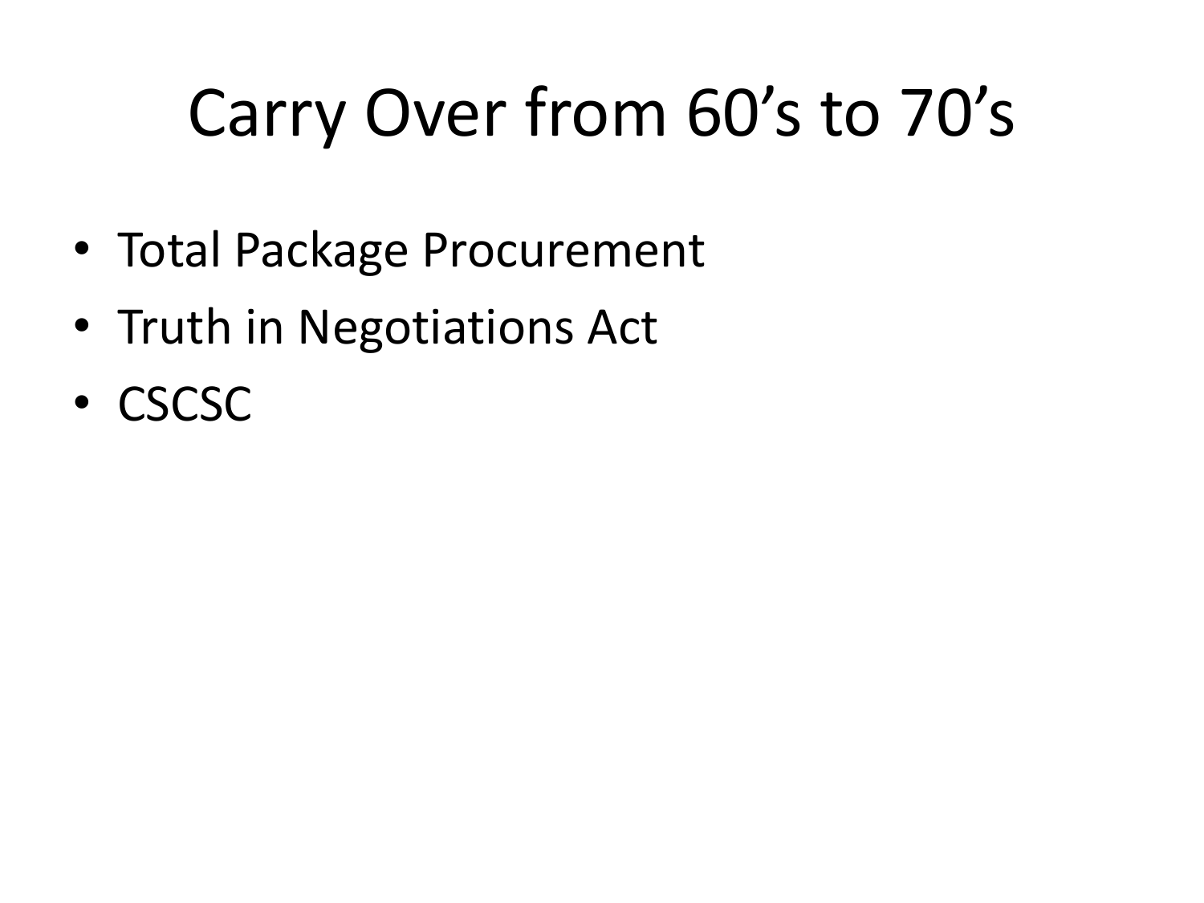# Carry Over from 60’s to 70’s

- Total Package Procurement
- Truth in Negotiations Act
- CSCSC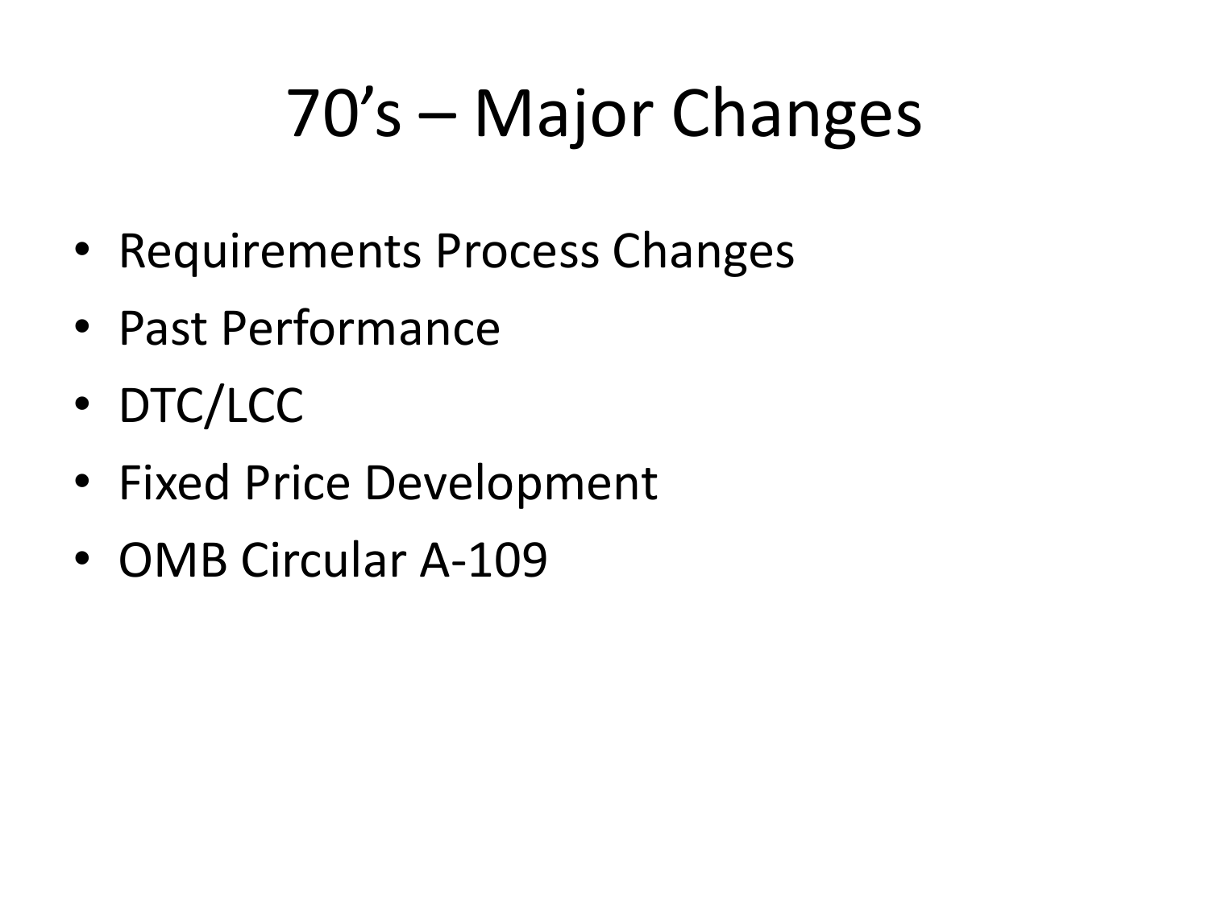# 70's – Major Changes

- Requirements Process Changes
- Past Performance
- DTC/LCC
- Fixed Price Development
- OMB Circular A-109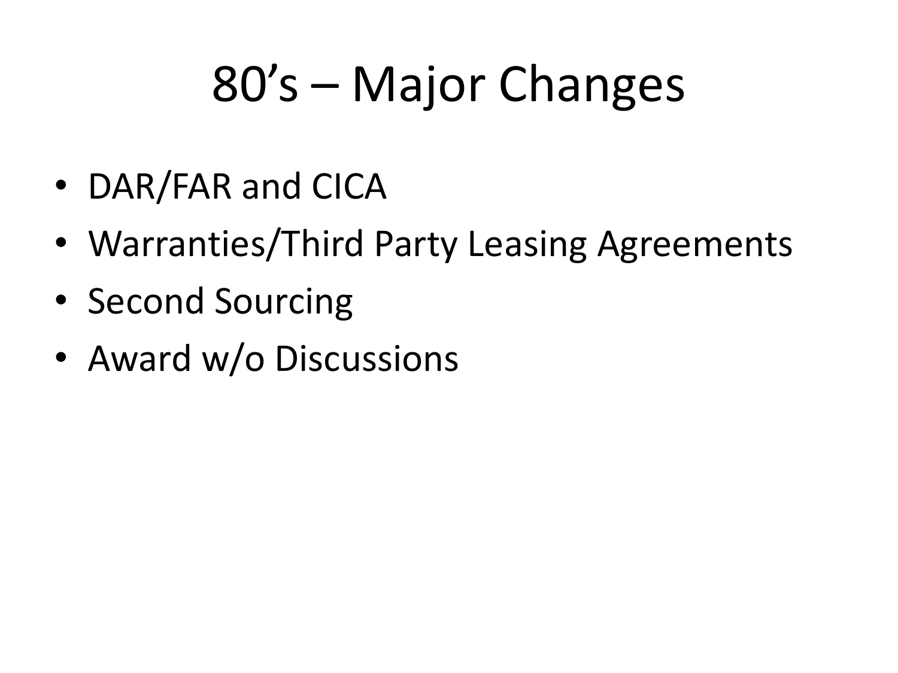# 80's – Major Changes

- DAR/FAR and CICA
- Warranties/Third Party Leasing Agreements
- Second Sourcing
- Award w/o Discussions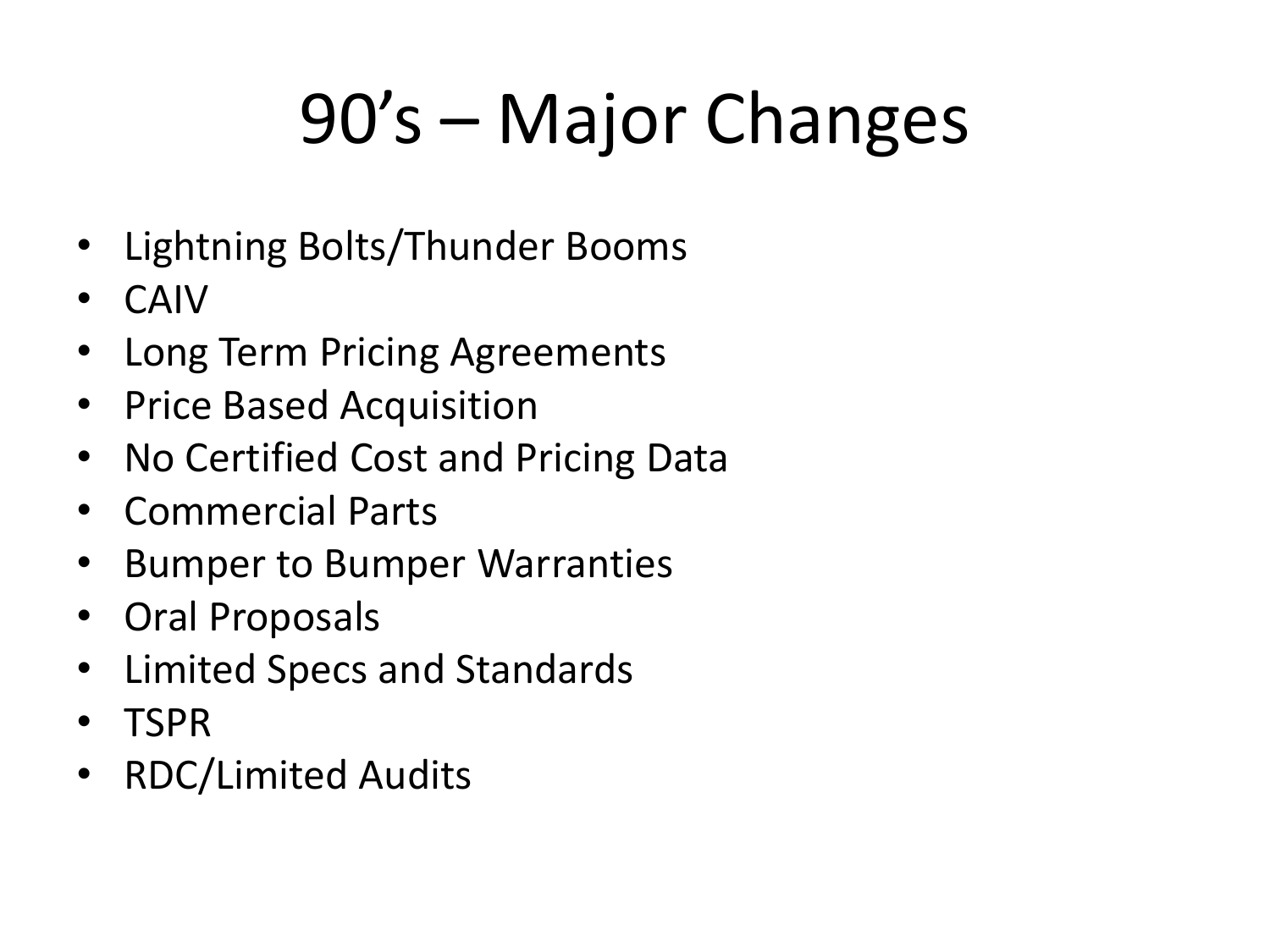# 90's – Major Changes

- Lightning Bolts/Thunder Booms
- CAIV
- Long Term Pricing Agreements
- Price Based Acquisition
- No Certified Cost and Pricing Data
- Commercial Parts
- Bumper to Bumper Warranties
- Oral Proposals
- Limited Specs and Standards
- TSPR
- RDC/Limited Audits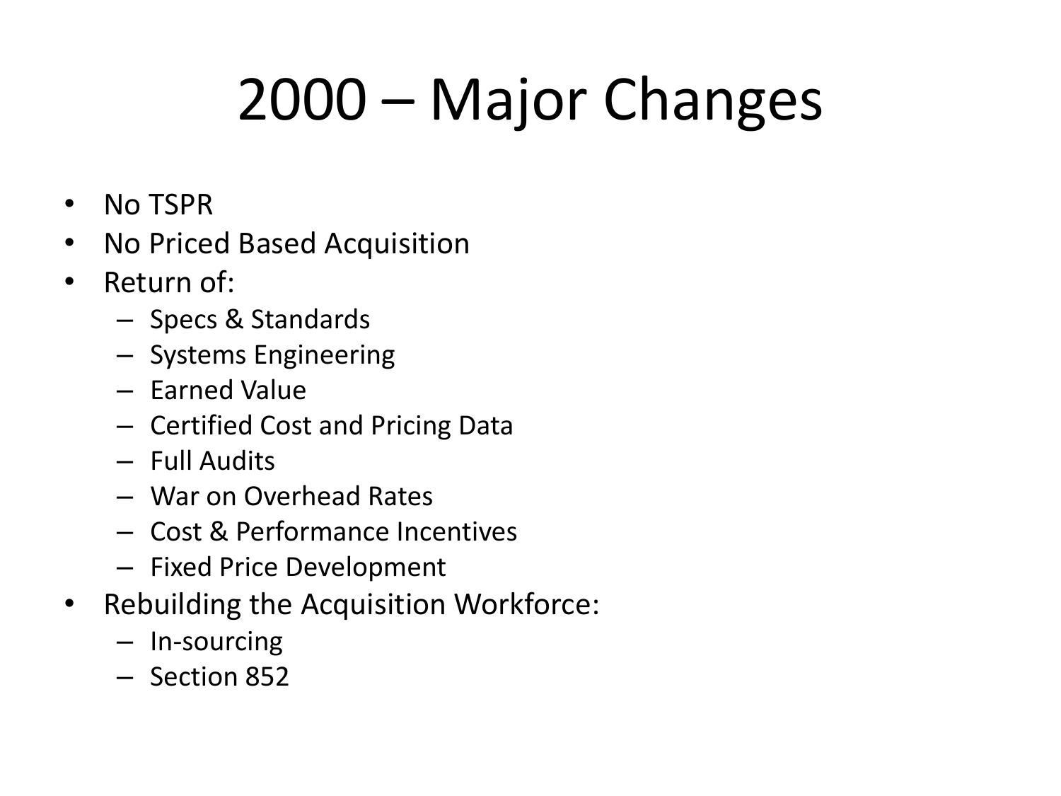# 2000 – Major Changes

- No TSPR
- No Priced Based Acquisition
- Return of:
  - Specs & Standards
  - Systems Engineering
  - Earned Value
  - Certified Cost and Pricing Data
  - Full Audits
  - War on Overhead Rates
  - Cost & Performance Incentives
  - Fixed Price Development
- Rebuilding the Acquisition Workforce:
  - In-sourcing
  - Section 852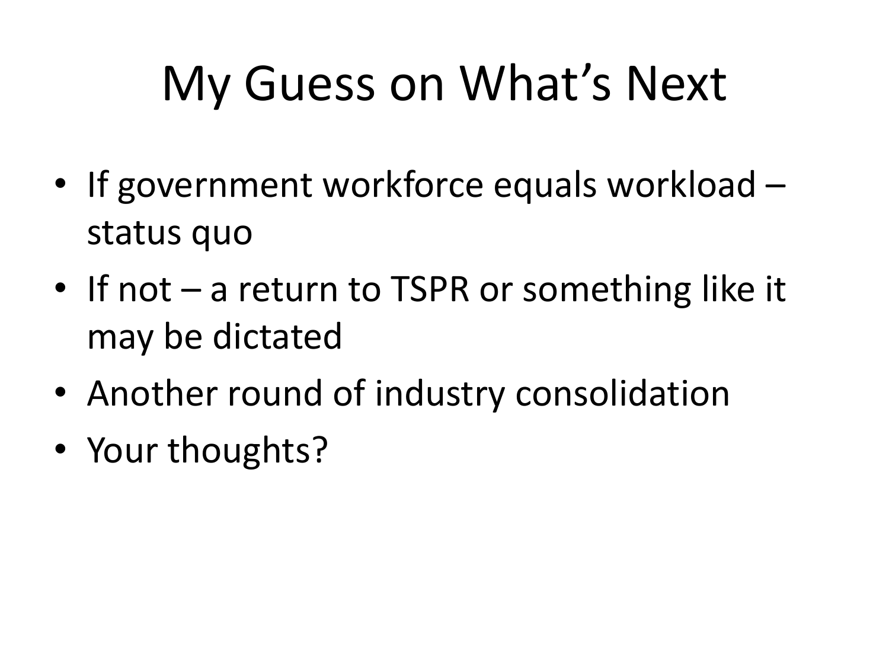# My Guess on What's Next

- If government workforce equals workload – status quo
- If not – a return to TSPR or something like it may be dictated
- Another round of industry consolidation
- Your thoughts?